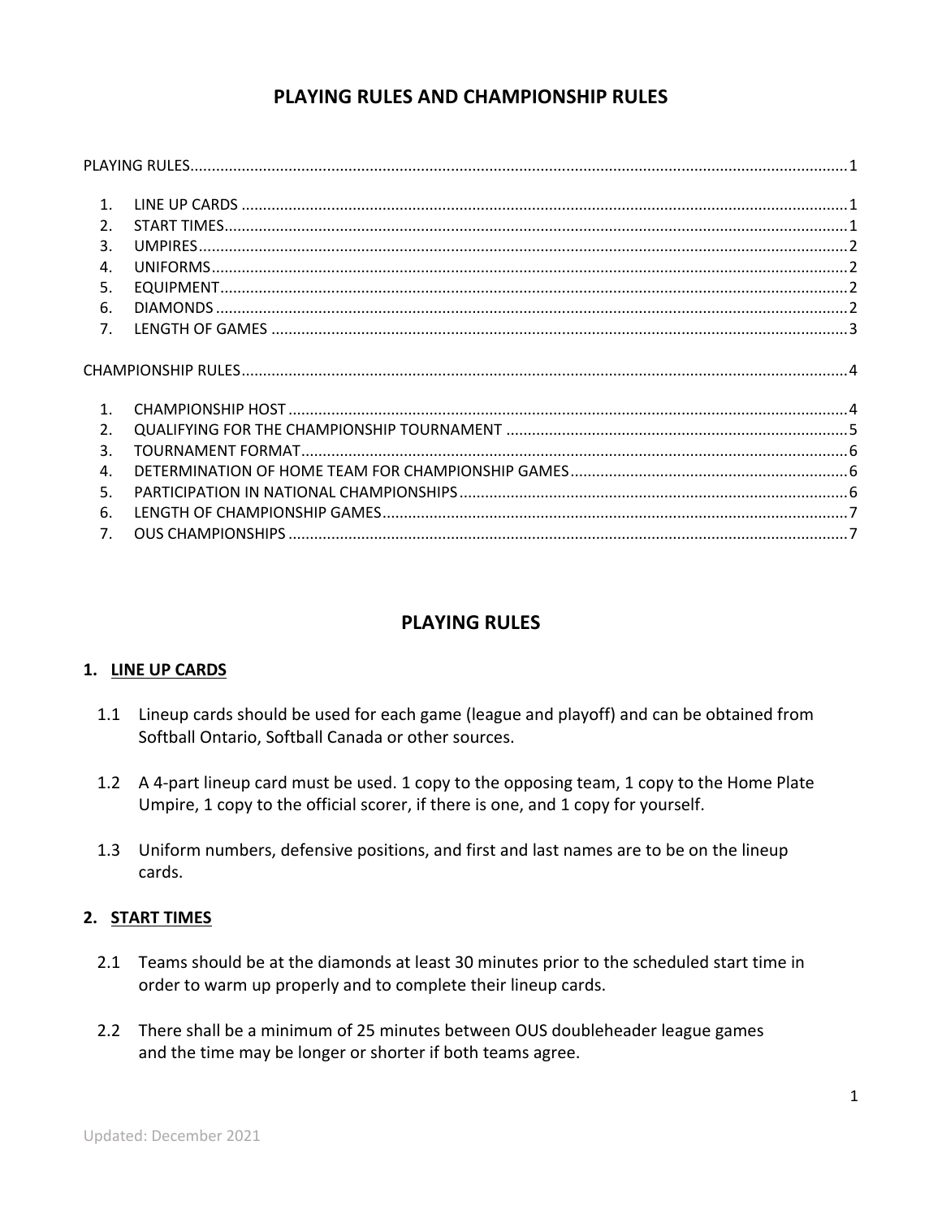# PLAYING RULES AND CHAMPIONSHIP RULES

PLAYING RULES....................................................1

1. LINE UP CARDS....................................................1
2. START TIMES....................................................1
3. UMPIRES....................................................2
4. UNIFORMS....................................................2
5. EQUIPMENT....................................................2
6. DIAMONDS....................................................2
7. LENGTH OF GAMES....................................................3

CHAMPIONSHIP RULES....................................................4

1. CHAMPIONSHIP HOST....................................................4
2. QUALIFYING FOR THE CHAMPIONSHIP TOURNAMENT....................................................5
3. TOURNAMENT FORMAT....................................................6
4. DETERMINATION OF HOME TEAM FOR CHAMPIONSHIP GAMES....................................................6
5. PARTICIPATION IN NATIONAL CHAMPIONSHIPS....................................................6
6. LENGTH OF CHAMPIONSHIP GAMES....................................................7
7. OUS CHAMPIONSHIPS....................................................7

## PLAYING RULES

### 1. LINE UP CARDS

1.1 Lineup cards should be used for each game (league and playoff) and can be obtained from Softball Ontario, Softball Canada or other sources.

1.2 A 4-part lineup card must be used. 1 copy to the opposing team, 1 copy to the Home Plate Umpire, 1 copy to the official scorer, if there is one, and 1 copy for yourself.

1.3 Uniform numbers, defensive positions, and first and last names are to be on the lineup cards.

### 2. START TIMES

2.1 Teams should be at the diamonds at least 30 minutes prior to the scheduled start time in order to warm up properly and to complete their lineup cards.

2.2 There shall be a minimum of 25 minutes between OUS doubleheader league games and the time may be longer or shorter if both teams agree.

Updated: December 2021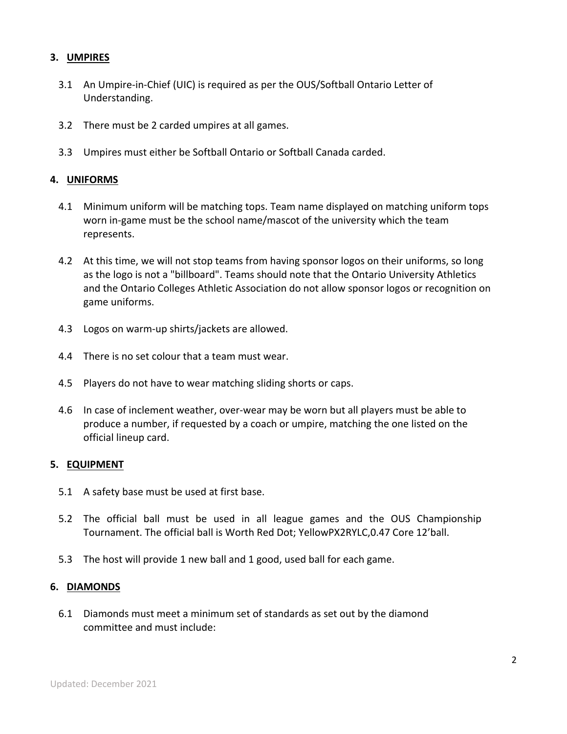## 3. UMPIRES

3.1 An Umpire-in-Chief (UIC) is required as per the OUS/Softball Ontario Letter of Understanding.

3.2 There must be 2 carded umpires at all games.

3.3 Umpires must either be Softball Ontario or Softball Canada carded.

## 4. UNIFORMS

4.1 Minimum uniform will be matching tops. Team name displayed on matching uniform tops worn in-game must be the school name/mascot of the university which the team represents.

4.2 At this time, we will not stop teams from having sponsor logos on their uniforms, so long as the logo is not a "billboard". Teams should note that the Ontario University Athletics and the Ontario Colleges Athletic Association do not allow sponsor logos or recognition on game uniforms.

4.3 Logos on warm-up shirts/jackets are allowed.

4.4 There is no set colour that a team must wear.

4.5 Players do not have to wear matching sliding shorts or caps.

4.6 In case of inclement weather, over-wear may be worn but all players must be able to produce a number, if requested by a coach or umpire, matching the one listed on the official lineup card.

## 5. EQUIPMENT

5.1 A safety base must be used at first base.

5.2 The official ball must be used in all league games and the OUS Championship Tournament. The official ball is Worth Red Dot; YellowPX2RYLC,0.47 Core 12'ball.

5.3 The host will provide 1 new ball and 1 good, used ball for each game.

## 6. DIAMONDS

6.1 Diamonds must meet a minimum set of standards as set out by the diamond committee and must include: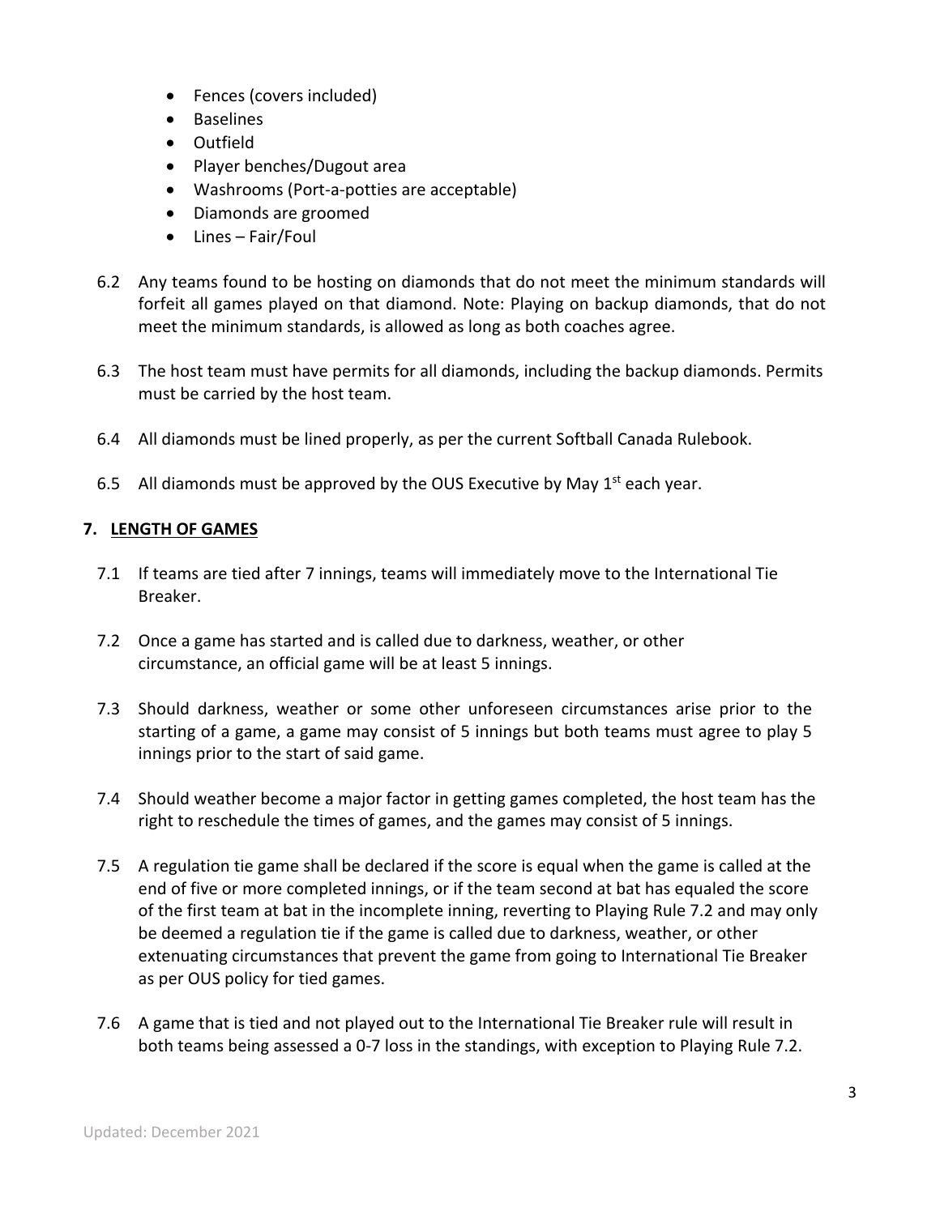- Fences (covers included)
- Baselines
- Outfield
- Player benches/Dugout area
- Washrooms (Port-a-potties are acceptable)
- Diamonds are groomed
- Lines – Fair/Foul

6.2 Any teams found to be hosting on diamonds that do not meet the minimum standards will forfeit all games played on that diamond. Note: Playing on backup diamonds, that do not meet the minimum standards, is allowed as long as both coaches agree.

6.3 The host team must have permits for all diamonds, including the backup diamonds. Permits must be carried by the host team.

6.4 All diamonds must be lined properly, as per the current Softball Canada Rulebook.

6.5 All diamonds must be approved by the OUS Executive by May 1st each year.

## 7. LENGTH OF GAMES

7.1 If teams are tied after 7 innings, teams will immediately move to the International Tie Breaker.

7.2 Once a game has started and is called due to darkness, weather, or other circumstance, an official game will be at least 5 innings.

7.3 Should darkness, weather or some other unforeseen circumstances arise prior to the starting of a game, a game may consist of 5 innings but both teams must agree to play 5 innings prior to the start of said game.

7.4 Should weather become a major factor in getting games completed, the host team has the right to reschedule the times of games, and the games may consist of 5 innings.

7.5 A regulation tie game shall be declared if the score is equal when the game is called at the end of five or more completed innings, or if the team second at bat has equaled the score of the first team at bat in the incomplete inning, reverting to Playing Rule 7.2 and may only be deemed a regulation tie if the game is called due to darkness, weather, or other extenuating circumstances that prevent the game from going to International Tie Breaker as per OUS policy for tied games.

7.6 A game that is tied and not played out to the International Tie Breaker rule will result in both teams being assessed a 0-7 loss in the standings, with exception to Playing Rule 7.2.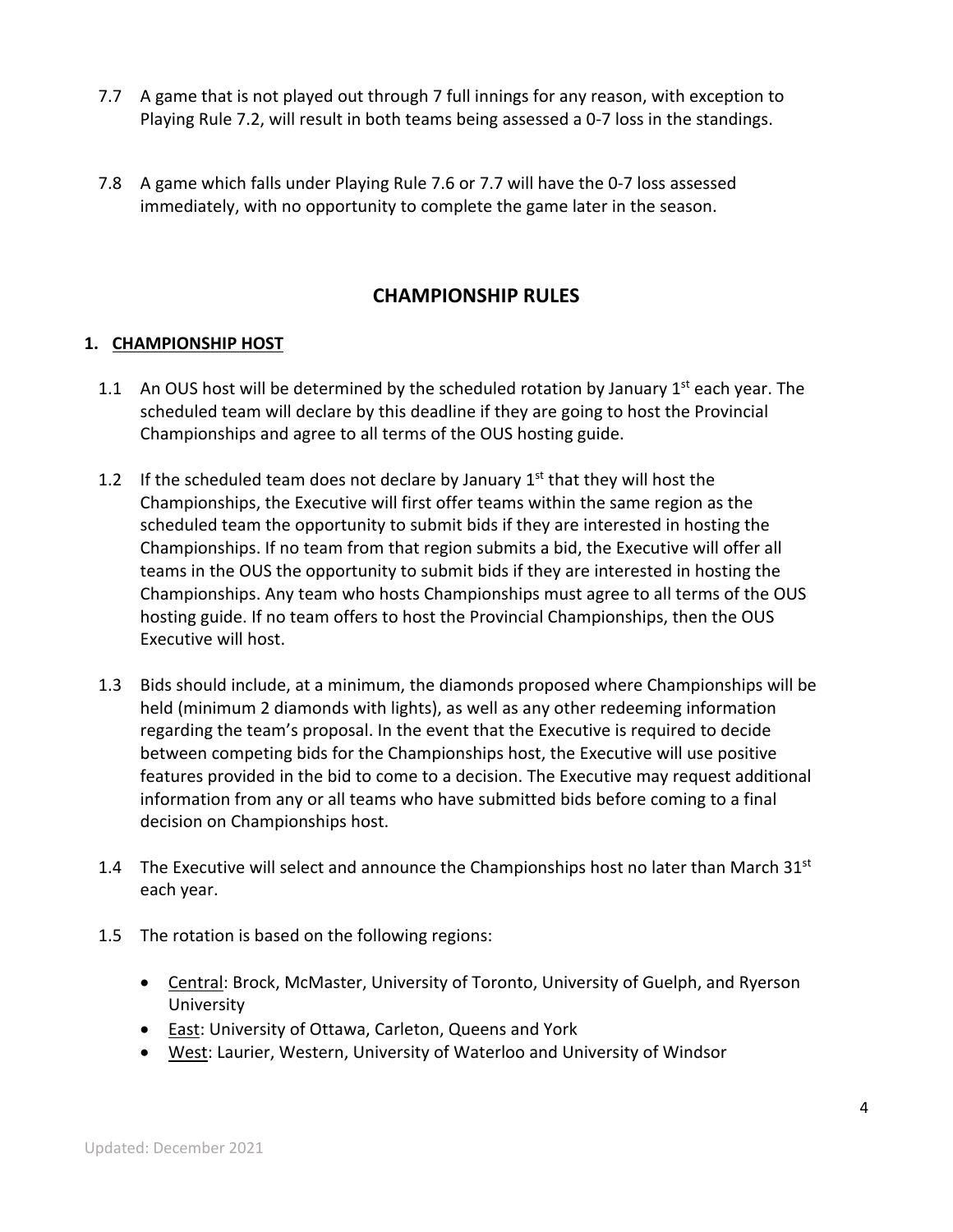7.7 A game that is not played out through 7 full innings for any reason, with exception to Playing Rule 7.2, will result in both teams being assessed a 0-7 loss in the standings.

7.8 A game which falls under Playing Rule 7.6 or 7.7 will have the 0-7 loss assessed immediately, with no opportunity to complete the game later in the season.

## CHAMPIONSHIP RULES

### 1. CHAMPIONSHIP HOST

1.1 An OUS host will be determined by the scheduled rotation by January 1st each year. The scheduled team will declare by this deadline if they are going to host the Provincial Championships and agree to all terms of the OUS hosting guide.

1.2 If the scheduled team does not declare by January 1st that they will host the Championships, the Executive will first offer teams within the same region as the scheduled team the opportunity to submit bids if they are interested in hosting the Championships. If no team from that region submits a bid, the Executive will offer all teams in the OUS the opportunity to submit bids if they are interested in hosting the Championships. Any team who hosts Championships must agree to all terms of the OUS hosting guide. If no team offers to host the Provincial Championships, then the OUS Executive will host.

1.3 Bids should include, at a minimum, the diamonds proposed where Championships will be held (minimum 2 diamonds with lights), as well as any other redeeming information regarding the team's proposal. In the event that the Executive is required to decide between competing bids for the Championships host, the Executive will use positive features provided in the bid to come to a decision. The Executive may request additional information from any or all teams who have submitted bids before coming to a final decision on Championships host.

1.4 The Executive will select and announce the Championships host no later than March 31st each year.

1.5 The rotation is based on the following regions:

- Central: Brock, McMaster, University of Toronto, University of Guelph, and Ryerson University
- East: University of Ottawa, Carleton, Queens and York
- West: Laurier, Western, University of Waterloo and University of Windsor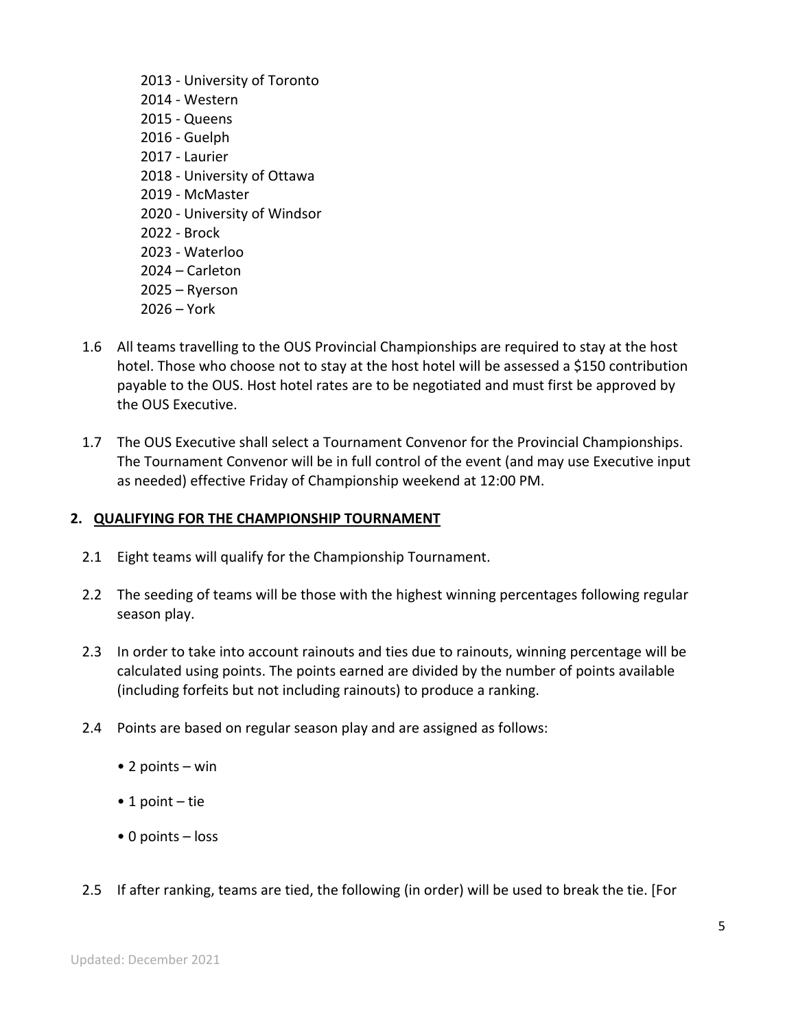2013 - University of Toronto
2014 - Western
2015 - Queens
2016 - Guelph
2017 - Laurier
2018 - University of Ottawa
2019 - McMaster
2020 - University of Windsor
2022 - Brock
2023 - Waterloo
2024 – Carleton
2025 – Ryerson
2026 – York

1.6 All teams travelling to the OUS Provincial Championships are required to stay at the host hotel. Those who choose not to stay at the host hotel will be assessed a $150 contribution payable to the OUS. Host hotel rates are to be negotiated and must first be approved by the OUS Executive.

1.7 The OUS Executive shall select a Tournament Convenor for the Provincial Championships. The Tournament Convenor will be in full control of the event (and may use Executive input as needed) effective Friday of Championship weekend at 12:00 PM.

## 2. QUALIFYING FOR THE CHAMPIONSHIP TOURNAMENT

2.1 Eight teams will qualify for the Championship Tournament.

2.2 The seeding of teams will be those with the highest winning percentages following regular season play.

2.3 In order to take into account rainouts and ties due to rainouts, winning percentage will be calculated using points. The points earned are divided by the number of points available (including forfeits but not including rainouts) to produce a ranking.

2.4 Points are based on regular season play and are assigned as follows:

- 2 points – win
- 1 point – tie
- 0 points – loss

2.5 If after ranking, teams are tied, the following (in order) will be used to break the tie. [For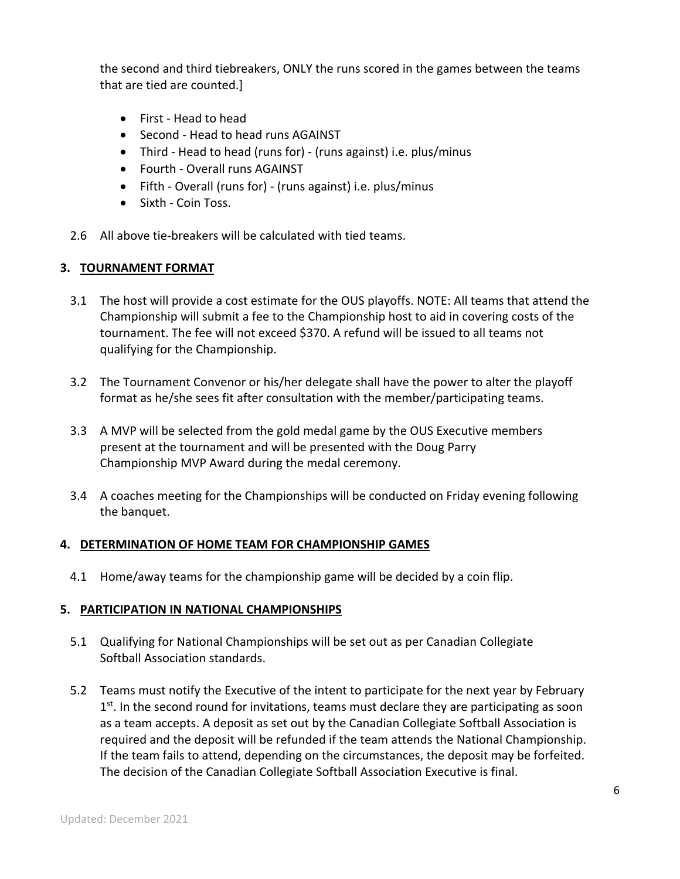the second and third tiebreakers, ONLY the runs scored in the games between the teams that are tied are counted.]

- First - Head to head
- Second - Head to head runs AGAINST
- Third - Head to head (runs for) - (runs against) i.e. plus/minus
- Fourth - Overall runs AGAINST
- Fifth - Overall (runs for) - (runs against) i.e. plus/minus
- Sixth - Coin Toss.

2.6 All above tie-breakers will be calculated with tied teams.

## 3. TOURNAMENT FORMAT

3.1 The host will provide a cost estimate for the OUS playoffs. NOTE: All teams that attend the Championship will submit a fee to the Championship host to aid in covering costs of the tournament. The fee will not exceed $370. A refund will be issued to all teams not qualifying for the Championship.

3.2 The Tournament Convenor or his/her delegate shall have the power to alter the playoff format as he/she sees fit after consultation with the member/participating teams.

3.3 A MVP will be selected from the gold medal game by the OUS Executive members present at the tournament and will be presented with the Doug Parry Championship MVP Award during the medal ceremony.

3.4 A coaches meeting for the Championships will be conducted on Friday evening following the banquet.

## 4. DETERMINATION OF HOME TEAM FOR CHAMPIONSHIP GAMES

4.1 Home/away teams for the championship game will be decided by a coin flip.

## 5. PARTICIPATION IN NATIONAL CHAMPIONSHIPS

5.1 Qualifying for National Championships will be set out as per Canadian Collegiate Softball Association standards.

5.2 Teams must notify the Executive of the intent to participate for the next year by February 1st. In the second round for invitations, teams must declare they are participating as soon as a team accepts. A deposit as set out by the Canadian Collegiate Softball Association is required and the deposit will be refunded if the team attends the National Championship. If the team fails to attend, depending on the circumstances, the deposit may be forfeited. The decision of the Canadian Collegiate Softball Association Executive is final.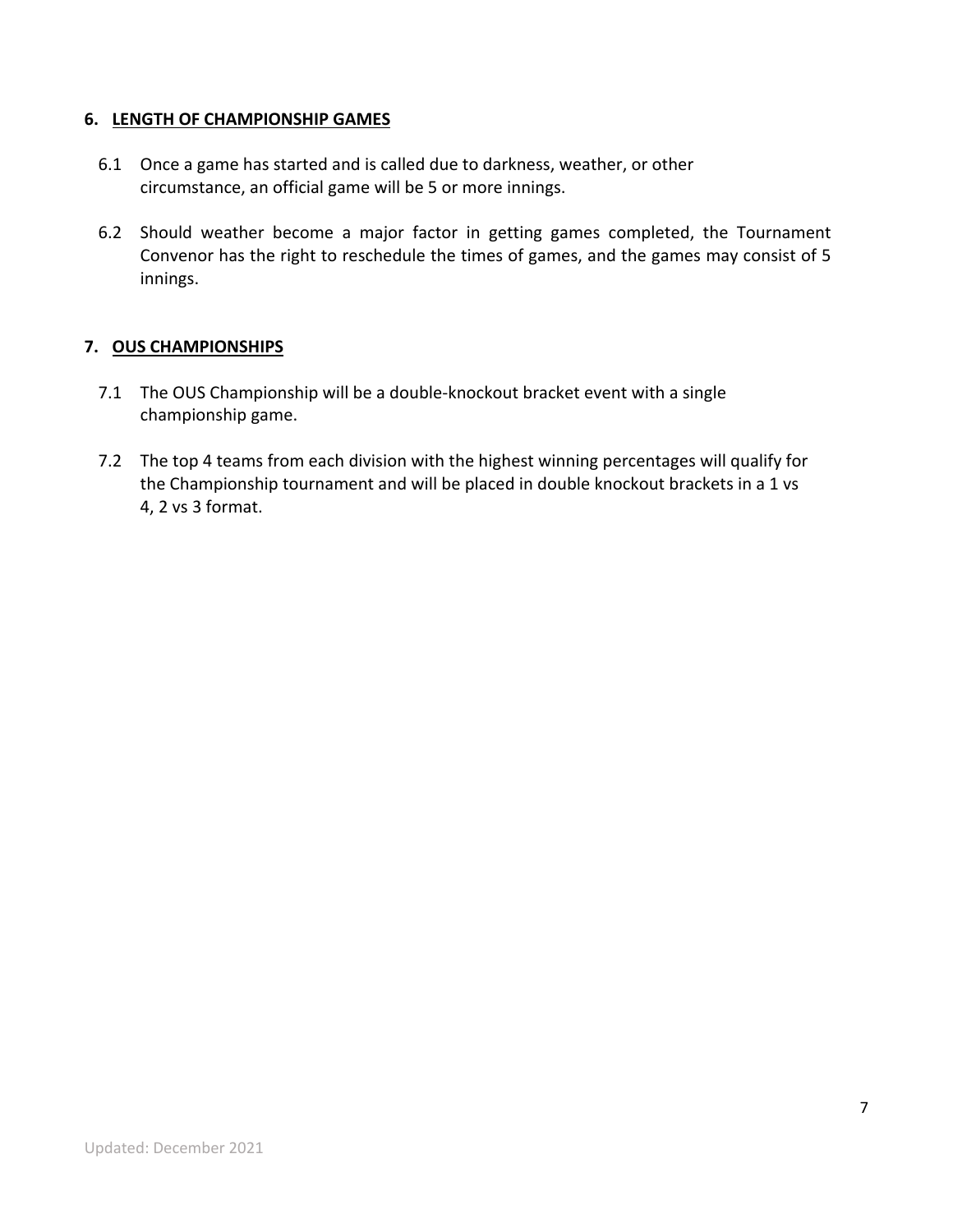**6. LENGTH OF CHAMPIONSHIP GAMES**

6.1 Once a game has started and is called due to darkness, weather, or other circumstance, an official game will be 5 or more innings.

6.2 Should weather become a major factor in getting games completed, the Tournament Convenor has the right to reschedule the times of games, and the games may consist of 5 innings.

**7. OUS CHAMPIONSHIPS**

7.1 The OUS Championship will be a double-knockout bracket event with a single championship game.

7.2 The top 4 teams from each division with the highest winning percentages will qualify for the Championship tournament and will be placed in double knockout brackets in a 1 vs 4, 2 vs 3 format.

Updated: December 2021